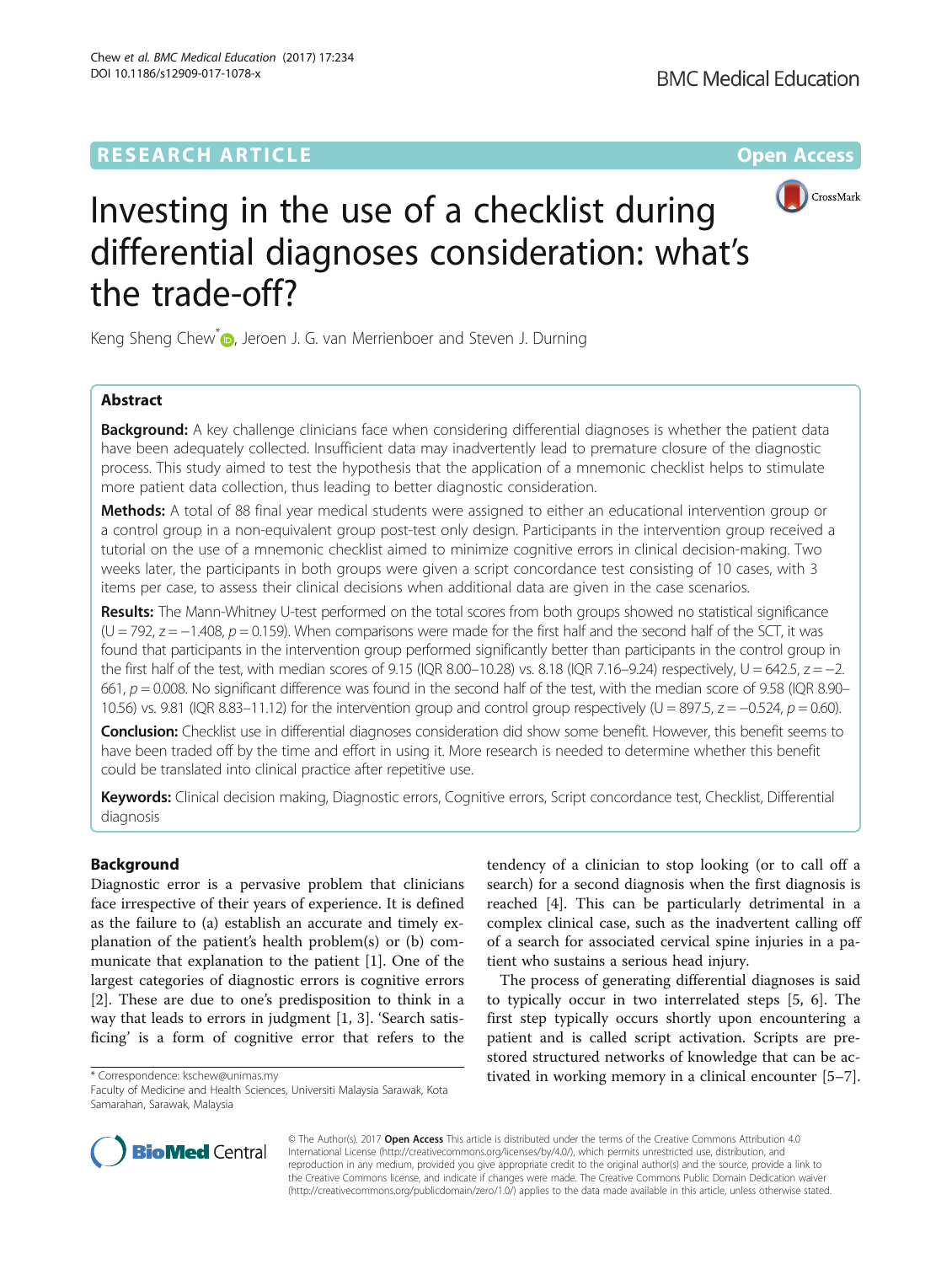# Investing in the use of a checklist during differential diagnoses consideration: what's the trade-off?

Keng Sheng Chew*, Jeroen J. G. van Merrienboer and Steven J. Durning

## Abstract

**Background:** A key challenge clinicians face when considering differential diagnoses is whether the patient data have been adequately collected. Insufficient data may inadvertently lead to premature closure of the diagnostic process. This study aimed to test the hypothesis that the application of a mnemonic checklist helps to stimulate more patient data collection, thus leading to better diagnostic consideration.

**Methods:** A total of 88 final year medical students were assigned to either an educational intervention group or a control group in a non-equivalent group post-test only design. Participants in the intervention group received a tutorial on the use of a mnemonic checklist aimed to minimize cognitive errors in clinical decision-making. Two weeks later, the participants in both groups were given a script concordance test consisting of 10 cases, with 3 items per case, to assess their clinical decisions when additional data are given in the case scenarios.

**Results:** The Mann-Whitney U-test performed on the total scores from both groups showed no statistical significance ($U = 792$, $z = -1.408$, $p = 0.159$). When comparisons were made for the first half and the second half of the SCT, it was found that participants in the intervention group performed significantly better than participants in the control group in the first half of the test, with median scores of 9.15 (IQR 8.00–10.28) vs. 8.18 (IQR 7.16–9.24) respectively, $U = 642.5$, $z = -2.661$, $p = 0.008$. No significant difference was found in the second half of the test, with the median score of 9.58 (IQR 8.90–10.56) vs. 9.81 (IQR 8.83–11.12) for the intervention group and control group respectively ($U = 897.5$, $z = -0.524$, $p = 0.60$).

**Conclusion:** Checklist use in differential diagnoses consideration did show some benefit. However, this benefit seems to have been traded off by the time and effort in using it. More research is needed to determine whether this benefit could be translated into clinical practice after repetitive use.

**Keywords:** Clinical decision making, Diagnostic errors, Cognitive errors, Script concordance test, Checklist, Differential diagnosis

## Background

Diagnostic error is a pervasive problem that clinicians face irrespective of their years of experience. It is defined as the failure to (a) establish an accurate and timely explanation of the patient's health problem(s) or (b) communicate that explanation to the patient [1]. One of the largest categories of diagnostic errors is cognitive errors [2]. These are due to one's predisposition to think in a way that leads to errors in judgment [1, 3]. 'Search satisficing' is a form of cognitive error that refers to the tendency of a clinician to stop looking (or to call off a search) for a second diagnosis when the first diagnosis is reached [4]. This can be particularly detrimental in a complex clinical case, such as the inadvertent calling off of a search for associated cervical spine injuries in a patient who sustains a serious head injury.

The process of generating differential diagnoses is said to typically occur in two interrelated steps [5, 6]. The first step typically occurs shortly upon encountering a patient and is called script activation. Scripts are pre-stored structured networks of knowledge that can be activated in working memory in a clinical encounter [5–7].

\* Correspondence: kschew@unimas.my
Faculty of Medicine and Health Sciences, Universiti Malaysia Sarawak, Kota Samarahan, Sarawak, Malaysia

© The Author(s). 2017 **Open Access** This article is distributed under the terms of the Creative Commons Attribution 4.0 International License (http://creativecommons.org/licenses/by/4.0/), which permits unrestricted use, distribution, and reproduction in any medium, provided you give appropriate credit to the original author(s) and the source, provide a link to the Creative Commons license, and indicate if changes were made. The Creative Commons Public Domain Dedication waiver (http://creativecommons.org/publicdomain/zero/1.0/) applies to the data made available in this article, unless otherwise stated.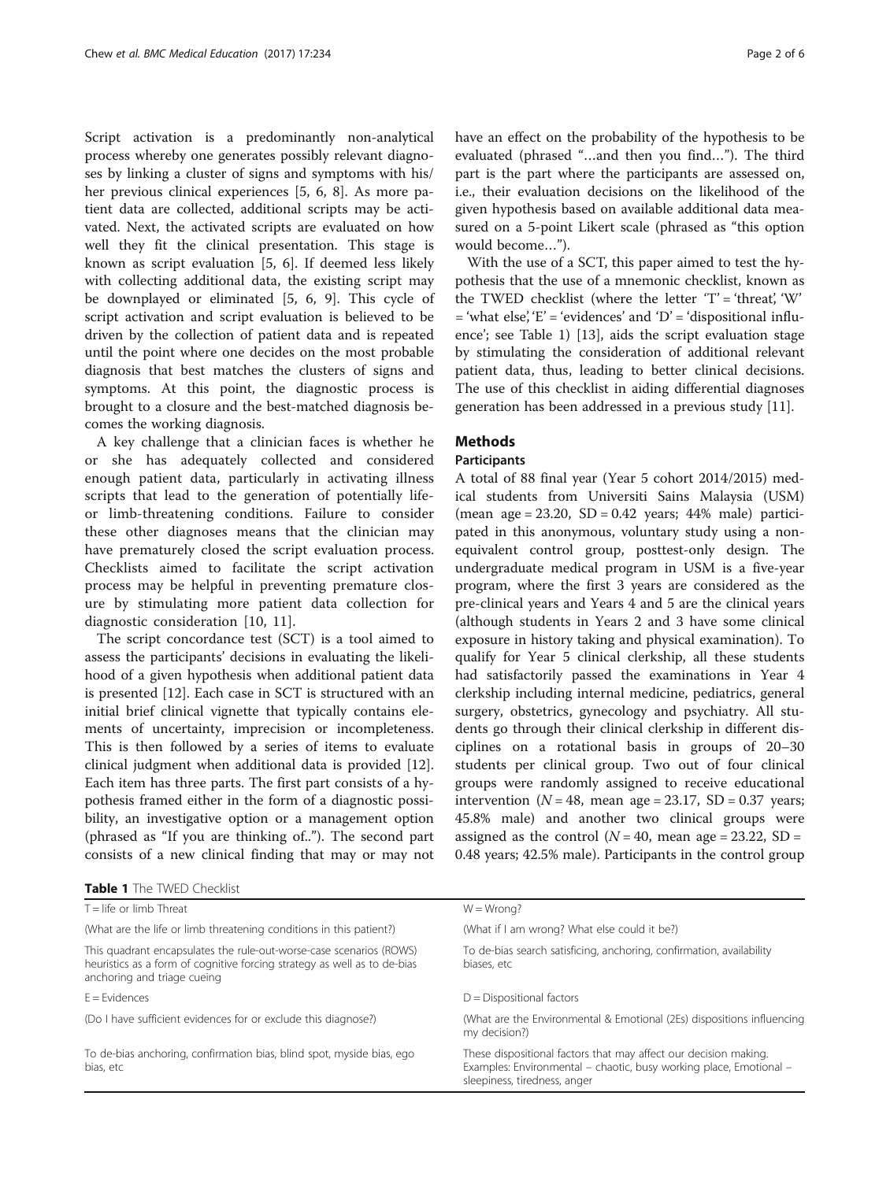Script activation is a predominantly non-analytical process whereby one generates possibly relevant diagnoses by linking a cluster of signs and symptoms with his/her previous clinical experiences [5, 6, 8]. As more patient data are collected, additional scripts may be activated. Next, the activated scripts are evaluated on how well they fit the clinical presentation. This stage is known as script evaluation [5, 6]. If deemed less likely with collecting additional data, the existing script may be downplayed or eliminated [5, 6, 9]. This cycle of script activation and script evaluation is believed to be driven by the collection of patient data and is repeated until the point where one decides on the most probable diagnosis that best matches the clusters of signs and symptoms. At this point, the diagnostic process is brought to a closure and the best-matched diagnosis becomes the working diagnosis.

A key challenge that a clinician faces is whether he or she has adequately collected and considered enough patient data, particularly in activating illness scripts that lead to the generation of potentially life- or limb-threatening conditions. Failure to consider these other diagnoses means that the clinician may have prematurely closed the script evaluation process. Checklists aimed to facilitate the script activation process may be helpful in preventing premature closure by stimulating more patient data collection for diagnostic consideration [10, 11].

The script concordance test (SCT) is a tool aimed to assess the participants' decisions in evaluating the likelihood of a given hypothesis when additional patient data is presented [12]. Each case in SCT is structured with an initial brief clinical vignette that typically contains elements of uncertainty, imprecision or incompleteness. This is then followed by a series of items to evaluate clinical judgment when additional data is provided [12]. Each item has three parts. The first part consists of a hypothesis framed either in the form of a diagnostic possibility, an investigative option or a management option (phrased as "If you are thinking of.."). The second part consists of a new clinical finding that may or may not have an effect on the probability of the hypothesis to be evaluated (phrased "…and then you find…"). The third part is the part where the participants are assessed on, i.e., their evaluation decisions on the likelihood of the given hypothesis based on available additional data measured on a 5-point Likert scale (phrased as "this option would become…").

With the use of a SCT, this paper aimed to test the hypothesis that the use of a mnemonic checklist, known as the TWED checklist (where the letter 'T' = 'threat', 'W' = 'what else', 'E' = 'evidences' and 'D' = 'dispositional influence'; see Table 1) [13], aids the script evaluation stage by stimulating the consideration of additional relevant patient data, thus, leading to better clinical decisions. The use of this checklist in aiding differential diagnoses generation has been addressed in a previous study [11].

## Methods

### Participants

A total of 88 final year (Year 5 cohort 2014/2015) medical students from Universiti Sains Malaysia (USM) (mean age = 23.20, SD = 0.42 years; 44% male) participated in this anonymous, voluntary study using a non-equivalent control group, posttest-only design. The undergraduate medical program in USM is a five-year program, where the first 3 years are considered as the pre-clinical years and Years 4 and 5 are the clinical years (although students in Years 2 and 3 have some clinical exposure in history taking and physical examination). To qualify for Year 5 clinical clerkship, all these students had satisfactorily passed the examinations in Year 4 clerkship including internal medicine, pediatrics, general surgery, obstetrics, gynecology and psychiatry. All students go through their clinical clerkship in different disciplines on a rotational basis in groups of 20–30 students per clinical group. Two out of four clinical groups were randomly assigned to receive educational intervention ($N = 48$, mean age = 23.17, SD = 0.37 years; 45.8% male) and another two clinical groups were assigned as the control ($N = 40$, mean age = 23.22, SD = 0.48 years; 42.5% male). Participants in the control group

**Table 1** The TWED Checklist

| T = life or limb Threat | W = Wrong? |
|---|---|
| (What are the life or limb threatening conditions in this patient?) | (What if I am wrong? What else could it be?) |
| This quadrant encapsulates the rule-out-worse-case scenarios (ROWS) heuristics as a form of cognitive forcing strategy as well as to de-bias anchoring and triage cueing | To de-bias search satisficing, anchoring, confirmation, availability biases, etc |
| E = Evidences | D = Dispositional factors |
| (Do I have sufficient evidences for or exclude this diagnose?) | (What are the Environmental & Emotional (2Es) dispositions influencing my decision?) |
| To de-bias anchoring, confirmation bias, blind spot, myside bias, ego bias, etc | These dispositional factors that may affect our decision making. Examples: Environmental – chaotic, busy working place, Emotional – sleepiness, tiredness, anger |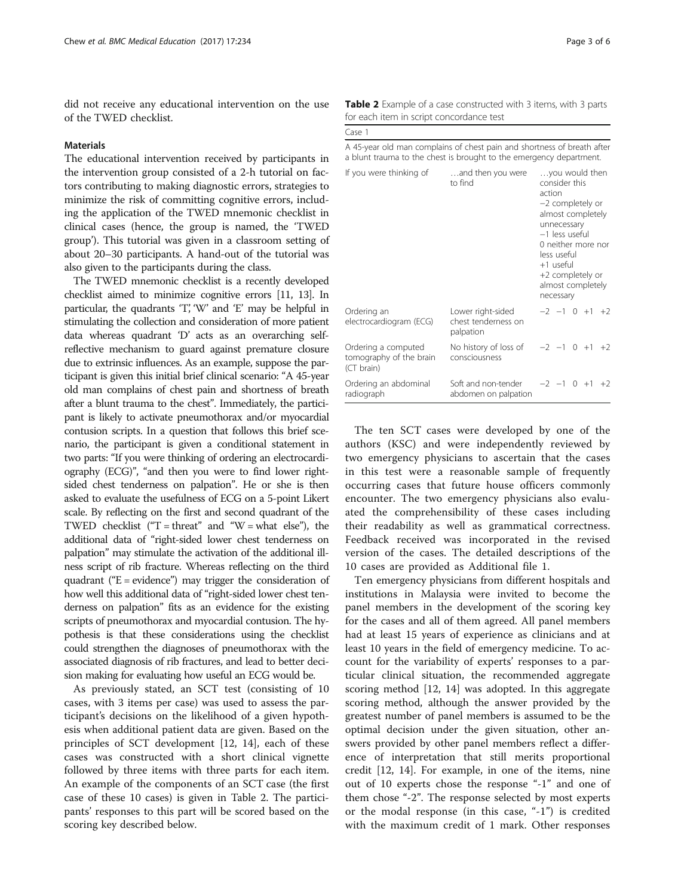did not receive any educational intervention on the use of the TWED checklist.

### Materials

The educational intervention received by participants in the intervention group consisted of a 2-h tutorial on factors contributing to making diagnostic errors, strategies to minimize the risk of committing cognitive errors, including the application of the TWED mnemonic checklist in clinical cases (hence, the group is named, the 'TWED group'). This tutorial was given in a classroom setting of about 20–30 participants. A hand-out of the tutorial was also given to the participants during the class.

The TWED mnemonic checklist is a recently developed checklist aimed to minimize cognitive errors [11, 13]. In particular, the quadrants 'T', 'W' and 'E' may be helpful in stimulating the collection and consideration of more patient data whereas quadrant 'D' acts as an overarching self-reflective mechanism to guard against premature closure due to extrinsic influences. As an example, suppose the participant is given this initial brief clinical scenario: "A 45-year old man complains of chest pain and shortness of breath after a blunt trauma to the chest". Immediately, the participant is likely to activate pneumothorax and/or myocardial contusion scripts. In a question that follows this brief scenario, the participant is given a conditional statement in two parts: "If you were thinking of ordering an electrocardiography (ECG)", "and then you were to find lower right-sided chest tenderness on palpation". He or she is then asked to evaluate the usefulness of ECG on a 5-point Likert scale. By reflecting on the first and second quadrant of the TWED checklist ("T = threat" and "W = what else"), the additional data of "right-sided lower chest tenderness on palpation" may stimulate the activation of the additional illness script of rib fracture. Whereas reflecting on the third quadrant ("E = evidence") may trigger the consideration of how well this additional data of "right-sided lower chest tenderness on palpation" fits as an evidence for the existing scripts of pneumothorax and myocardial contusion. The hypothesis is that these considerations using the checklist could strengthen the diagnoses of pneumothorax with the associated diagnosis of rib fractures, and lead to better decision making for evaluating how useful an ECG would be.

As previously stated, an SCT test (consisting of 10 cases, with 3 items per case) was used to assess the participant's decisions on the likelihood of a given hypothesis when additional patient data are given. Based on the principles of SCT development [12, 14], each of these cases was constructed with a short clinical vignette followed by three items with three parts for each item. An example of the components of an SCT case (the first case of these 10 cases) is given in Table 2. The participants' responses to this part will be scored based on the scoring key described below.

**Table 2** Example of a case constructed with 3 items, with 3 parts for each item in script concordance test

Case 1

A 45-year old man complains of chest pain and shortness of breath after a blunt trauma to the chest is brought to the emergency department.

| If you were thinking of | …and then you were to find | …you would then consider this action<br>−2 completely or almost completely unnecessary<br>−1 less useful<br>0 neither more nor less useful<br>+1 useful<br>+2 completely or almost completely necessary |
|---|---|---|
| Ordering an electrocardiogram (ECG) | Lower right-sided chest tenderness on palpation | −2 −1 0 +1 +2 |
| Ordering a computed tomography of the brain (CT brain) | No history of loss of consciousness | −2 −1 0 +1 +2 |
| Ordering an abdominal radiograph | Soft and non-tender abdomen on palpation | −2 −1 0 +1 +2 |

The ten SCT cases were developed by one of the authors (KSC) and were independently reviewed by two emergency physicians to ascertain that the cases in this test were a reasonable sample of frequently occurring cases that future house officers commonly encounter. The two emergency physicians also evaluated the comprehensibility of these cases including their readability as well as grammatical correctness. Feedback received was incorporated in the revised version of the cases. The detailed descriptions of the 10 cases are provided as Additional file 1.

Ten emergency physicians from different hospitals and institutions in Malaysia were invited to become the panel members in the development of the scoring key for the cases and all of them agreed. All panel members had at least 15 years of experience as clinicians and at least 10 years in the field of emergency medicine. To account for the variability of experts' responses to a particular clinical situation, the recommended aggregate scoring method [12, 14] was adopted. In this aggregate scoring method, although the answer provided by the greatest number of panel members is assumed to be the optimal decision under the given situation, other answers provided by other panel members reflect a difference of interpretation that still merits proportional credit [12, 14]. For example, in one of the items, nine out of 10 experts chose the response "-1" and one of them chose "-2". The response selected by most experts or the modal response (in this case, "-1") is credited with the maximum credit of 1 mark. Other responses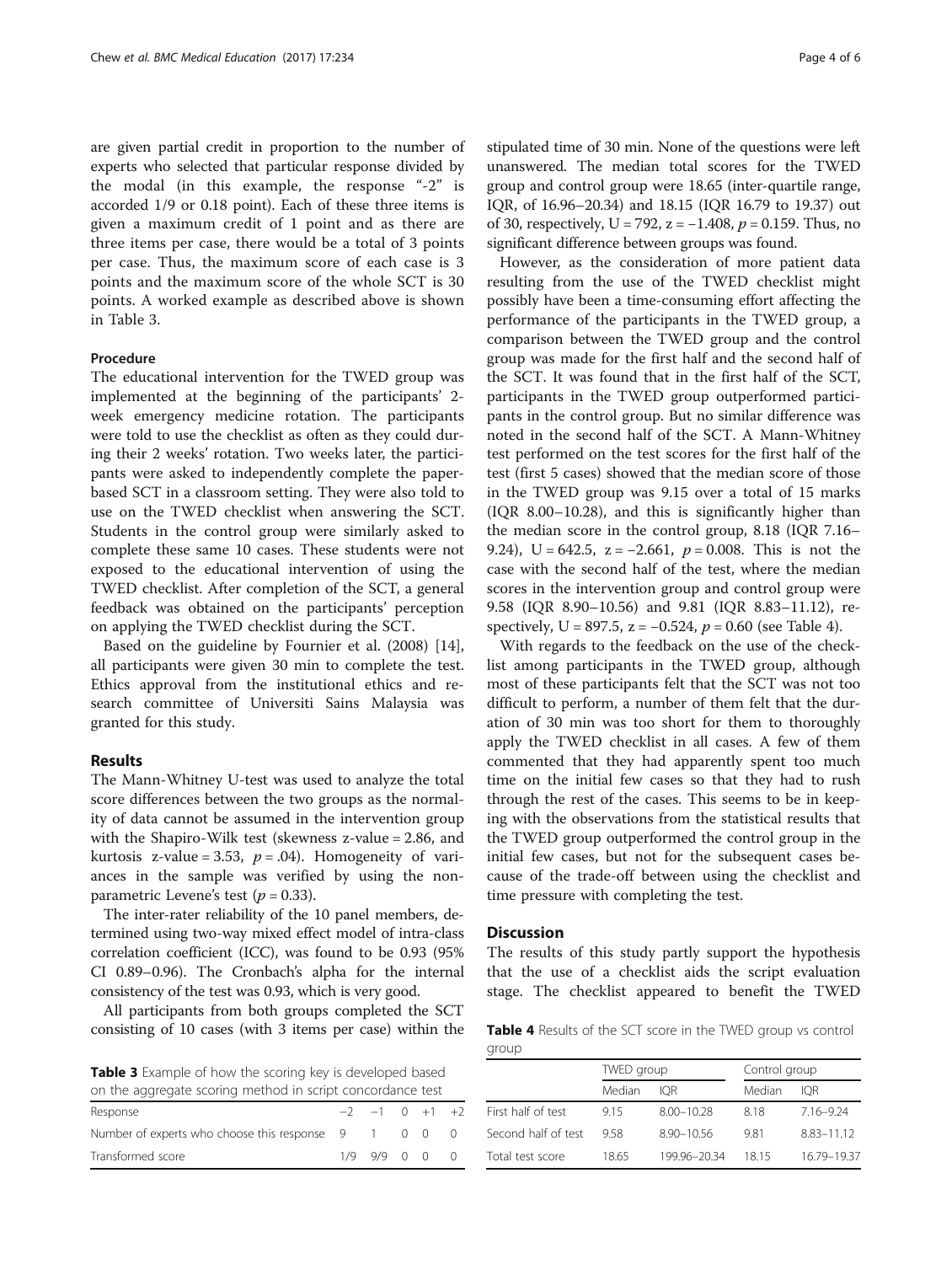are given partial credit in proportion to the number of experts who selected that particular response divided by the modal (in this example, the response "-2" is accorded 1/9 or 0.18 point). Each of these three items is given a maximum credit of 1 point and as there are three items per case, there would be a total of 3 points per case. Thus, the maximum score of each case is 3 points and the maximum score of the whole SCT is 30 points. A worked example as described above is shown in Table 3.

**Table 3** Example of how the scoring key is developed based on the aggregate scoring method in script concordance test

| Response | −2 | −1 | 0 | +1 | +2 |
|---|---|---|---|---|---|
| Number of experts who choose this response | 9 | 1 | 0 | 0 | 0 |
| Transformed score | 1/9 | 9/9 | 0 | 0 | 0 |

#### Procedure

The educational intervention for the TWED group was implemented at the beginning of the participants' 2-week emergency medicine rotation. The participants were told to use the checklist as often as they could during their 2 weeks' rotation. Two weeks later, the participants were asked to independently complete the paper-based SCT in a classroom setting. They were also told to use on the TWED checklist when answering the SCT. Students in the control group were similarly asked to complete these same 10 cases. These students were not exposed to the educational intervention of using the TWED checklist. After completion of the SCT, a general feedback was obtained on the participants' perception on applying the TWED checklist during the SCT.

Based on the guideline by Fournier et al. (2008) [14], all participants were given 30 min to complete the test. Ethics approval from the institutional ethics and research committee of Universiti Sains Malaysia was granted for this study.

### Results

The Mann-Whitney U-test was used to analyze the total score differences between the two groups as the normality of data cannot be assumed in the intervention group with the Shapiro-Wilk test (skewness z-value = 2.86, and kurtosis z-value = 3.53, $p = .04$). Homogeneity of variances in the sample was verified by using the non-parametric Levene's test ($p = 0.33$).

The inter-rater reliability of the 10 panel members, determined using two-way mixed effect model of intra-class correlation coefficient (ICC), was found to be 0.93 (95% CI 0.89–0.96). The Cronbach's alpha for the internal consistency of the test was 0.93, which is very good.

All participants from both groups completed the SCT consisting of 10 cases (with 3 items per case) within the stipulated time of 30 min. None of the questions were left unanswered. The median total scores for the TWED group and control group were 18.65 (inter-quartile range, IQR, of 16.96–20.34) and 18.15 (IQR 16.79 to 19.37) out of 30, respectively, U = 792, $z = -1.408$, $p = 0.159$. Thus, no significant difference between groups was found.

However, as the consideration of more patient data resulting from the use of the TWED checklist might possibly have been a time-consuming effort affecting the performance of the participants in the TWED group, a comparison between the TWED group and the control group was made for the first half and the second half of the SCT. It was found that in the first half of the SCT, participants in the TWED group outperformed participants in the control group. But no similar difference was noted in the second half of the SCT. A Mann-Whitney test performed on the test scores for the first half of the test (first 5 cases) showed that the median score of those in the TWED group was 9.15 over a total of 15 marks (IQR 8.00–10.28), and this is significantly higher than the median score in the control group, 8.18 (IQR 7.16–9.24), U = 642.5, $z = -2.661$, $p = 0.008$. This is not the case with the second half of the test, where the median scores in the intervention group and control group were 9.58 (IQR 8.90–10.56) and 9.81 (IQR 8.83–11.12), respectively, U = 897.5, $z = -0.524$, $p = 0.60$ (see Table 4).

With regards to the feedback on the use of the checklist among participants in the TWED group, although most of these participants felt that the SCT was not too difficult to perform, a number of them felt that the duration of 30 min was too short for them to thoroughly apply the TWED checklist in all cases. A few of them commented that they had apparently spent too much time on the initial few cases so that they had to rush through the rest of the cases. This seems to be in keeping with the observations from the statistical results that the TWED group outperformed the control group in the initial few cases, but not for the subsequent cases because of the trade-off between using the checklist and time pressure with completing the test.

### Discussion

The results of this study partly support the hypothesis that the use of a checklist aids the script evaluation stage. The checklist appeared to benefit the TWED

**Table 4** Results of the SCT score in the TWED group vs control group

| | TWED group | | Control group | |
|---|---|---|---|---|
| | Median | IQR | Median | IQR |
| First half of test | 9.15 | 8.00–10.28 | 8.18 | 7.16–9.24 |
| Second half of test | 9.58 | 8.90–10.56 | 9.81 | 8.83–11.12 |
| Total test score | 18.65 | 199.96–20.34 | 18.15 | 16.79–19.37 |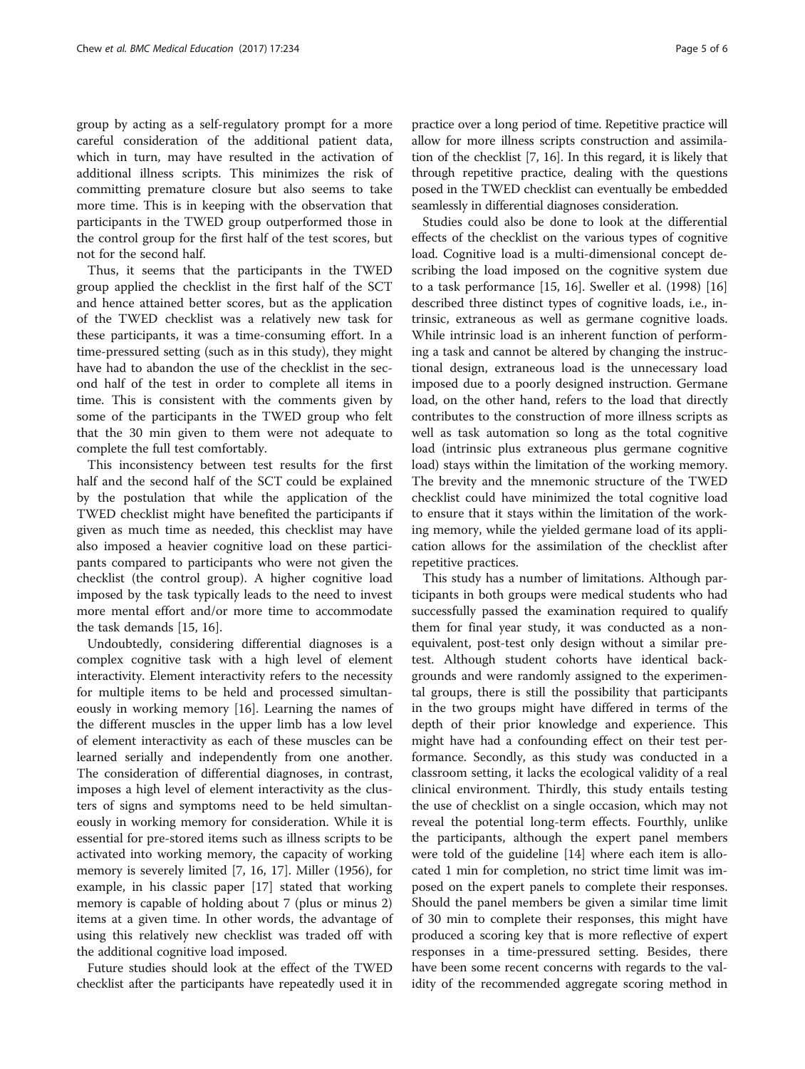group by acting as a self-regulatory prompt for a more careful consideration of the additional patient data, which in turn, may have resulted in the activation of additional illness scripts. This minimizes the risk of committing premature closure but also seems to take more time. This is in keeping with the observation that participants in the TWED group outperformed those in the control group for the first half of the test scores, but not for the second half.

Thus, it seems that the participants in the TWED group applied the checklist in the first half of the SCT and hence attained better scores, but as the application of the TWED checklist was a relatively new task for these participants, it was a time-consuming effort. In a time-pressured setting (such as in this study), they might have had to abandon the use of the checklist in the second half of the test in order to complete all items in time. This is consistent with the comments given by some of the participants in the TWED group who felt that the 30 min given to them were not adequate to complete the full test comfortably.

This inconsistency between test results for the first half and the second half of the SCT could be explained by the postulation that while the application of the TWED checklist might have benefited the participants if given as much time as needed, this checklist may have also imposed a heavier cognitive load on these participants compared to participants who were not given the checklist (the control group). A higher cognitive load imposed by the task typically leads to the need to invest more mental effort and/or more time to accommodate the task demands [15, 16].

Undoubtedly, considering differential diagnoses is a complex cognitive task with a high level of element interactivity. Element interactivity refers to the necessity for multiple items to be held and processed simultaneously in working memory [16]. Learning the names of the different muscles in the upper limb has a low level of element interactivity as each of these muscles can be learned serially and independently from one another. The consideration of differential diagnoses, in contrast, imposes a high level of element interactivity as the clusters of signs and symptoms need to be held simultaneously in working memory for consideration. While it is essential for pre-stored items such as illness scripts to be activated into working memory, the capacity of working memory is severely limited [7, 16, 17]. Miller (1956), for example, in his classic paper [17] stated that working memory is capable of holding about 7 (plus or minus 2) items at a given time. In other words, the advantage of using this relatively new checklist was traded off with the additional cognitive load imposed.

Future studies should look at the effect of the TWED checklist after the participants have repeatedly used it in practice over a long period of time. Repetitive practice will allow for more illness scripts construction and assimilation of the checklist [7, 16]. In this regard, it is likely that through repetitive practice, dealing with the questions posed in the TWED checklist can eventually be embedded seamlessly in differential diagnoses consideration.

Studies could also be done to look at the differential effects of the checklist on the various types of cognitive load. Cognitive load is a multi-dimensional concept describing the load imposed on the cognitive system due to a task performance [15, 16]. Sweller et al. (1998) [16] described three distinct types of cognitive loads, i.e., intrinsic, extraneous as well as germane cognitive loads. While intrinsic load is an inherent function of performing a task and cannot be altered by changing the instructional design, extraneous load is the unnecessary load imposed due to a poorly designed instruction. Germane load, on the other hand, refers to the load that directly contributes to the construction of more illness scripts as well as task automation so long as the total cognitive load (intrinsic plus extraneous plus germane cognitive load) stays within the limitation of the working memory. The brevity and the mnemonic structure of the TWED checklist could have minimized the total cognitive load to ensure that it stays within the limitation of the working memory, while the yielded germane load of its application allows for the assimilation of the checklist after repetitive practices.

This study has a number of limitations. Although participants in both groups were medical students who had successfully passed the examination required to qualify them for final year study, it was conducted as a non-equivalent, post-test only design without a similar pre-test. Although student cohorts have identical backgrounds and were randomly assigned to the experimental groups, there is still the possibility that participants in the two groups might have differed in terms of the depth of their prior knowledge and experience. This might have had a confounding effect on their test performance. Secondly, as this study was conducted in a classroom setting, it lacks the ecological validity of a real clinical environment. Thirdly, this study entails testing the use of checklist on a single occasion, which may not reveal the potential long-term effects. Fourthly, unlike the participants, although the expert panel members were told of the guideline [14] where each item is allocated 1 min for completion, no strict time limit was imposed on the expert panels to complete their responses. Should the panel members be given a similar time limit of 30 min to complete their responses, this might have produced a scoring key that is more reflective of expert responses in a time-pressured setting. Besides, there have been some recent concerns with regards to the validity of the recommended aggregate scoring method in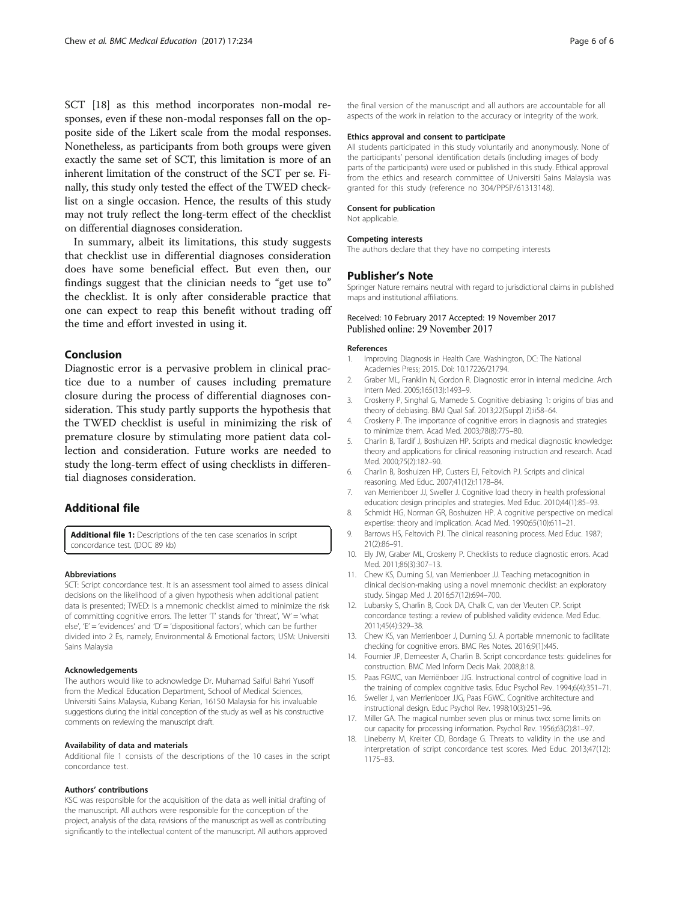SCT [18] as this method incorporates non-modal responses, even if these non-modal responses fall on the opposite side of the Likert scale from the modal responses. Nonetheless, as participants from both groups were given exactly the same set of SCT, this limitation is more of an inherent limitation of the construct of the SCT per se. Finally, this study only tested the effect of the TWED checklist on a single occasion. Hence, the results of this study may not truly reflect the long-term effect of the checklist on differential diagnoses consideration.

In summary, albeit its limitations, this study suggests that checklist use in differential diagnoses consideration does have some beneficial effect. But even then, our findings suggest that the clinician needs to "get use to" the checklist. It is only after considerable practice that one can expect to reap this benefit without trading off the time and effort invested in using it.

## Conclusion

Diagnostic error is a pervasive problem in clinical practice due to a number of causes including premature closure during the process of differential diagnoses consideration. This study partly supports the hypothesis that the TWED checklist is useful in minimizing the risk of premature closure by stimulating more patient data collection and consideration. Future works are needed to study the long-term effect of using checklists in differential diagnoses consideration.

## Additional file

**Additional file 1:** Descriptions of the ten case scenarios in script concordance test. (DOC 89 kb)

#### Abbreviations

SCT: Script concordance test. It is an assessment tool aimed to assess clinical decisions on the likelihood of a given hypothesis when additional patient data is presented; TWED: Is a mnemonic checklist aimed to minimize the risk of committing cognitive errors. The letter 'T' stands for 'threat', 'W' = 'what else', 'E' = 'evidences' and 'D' = 'dispositional factors', which can be further divided into 2 Es, namely, Environmental & Emotional factors; USM: Universiti Sains Malaysia

#### Acknowledgements

The authors would like to acknowledge Dr. Muhamad Saiful Bahri Yusoff from the Medical Education Department, School of Medical Sciences, Universiti Sains Malaysia, Kubang Kerian, 16150 Malaysia for his invaluable suggestions during the initial conception of the study as well as his constructive comments on reviewing the manuscript draft.

#### Availability of data and materials

Additional file 1 consists of the descriptions of the 10 cases in the script concordance test.

#### Authors' contributions

KSC was responsible for the acquisition of the data as well initial drafting of the manuscript. All authors were responsible for the conception of the project, analysis of the data, revisions of the manuscript as well as contributing significantly to the intellectual content of the manuscript. All authors approved the final version of the manuscript and all authors are accountable for all aspects of the work in relation to the accuracy or integrity of the work.

#### Ethics approval and consent to participate

All students participated in this study voluntarily and anonymously. None of the participants' personal identification details (including images of body parts of the participants) were used or published in this study. Ethical approval from the ethics and research committee of Universiti Sains Malaysia was granted for this study (reference no 304/PPSP/61313148).

#### Consent for publication

Not applicable.

#### Competing interests

The authors declare that they have no competing interests

## Publisher's Note

Springer Nature remains neutral with regard to jurisdictional claims in published maps and institutional affiliations.

Received: 10 February 2017 Accepted: 19 November 2017
Published online: 29 November 2017

#### References

1. Improving Diagnosis in Health Care. Washington, DC: The National Academies Press; 2015. Doi: 10.17226/21794.
2. Graber ML, Franklin N, Gordon R. Diagnostic error in internal medicine. Arch Intern Med. 2005;165(13):1493–9.
3. Croskerry P, Singhal G, Mamede S. Cognitive debiasing 1: origins of bias and theory of debiasing. BMJ Qual Saf. 2013;22(Suppl 2):ii58–64.
4. Croskerry P. The importance of cognitive errors in diagnosis and strategies to minimize them. Acad Med. 2003;78(8):775–80.
5. Charlin B, Tardif J, Boshuizen HP. Scripts and medical diagnostic knowledge: theory and applications for clinical reasoning instruction and research. Acad Med. 2000;75(2):182–90.
6. Charlin B, Boshuizen HP, Custers EJ, Feltovich PJ. Scripts and clinical reasoning. Med Educ. 2007;41(12):1178–84.
7. van Merrienboer JJ, Sweller J. Cognitive load theory in health professional education: design principles and strategies. Med Educ. 2010;44(1):85–93.
8. Schmidt HG, Norman GR, Boshuizen HP. A cognitive perspective on medical expertise: theory and implication. Acad Med. 1990;65(10):611–21.
9. Barrows HS, Feltovich PJ. The clinical reasoning process. Med Educ. 1987; 21(2):86–91.
10. Ely JW, Graber ML, Croskerry P. Checklists to reduce diagnostic errors. Acad Med. 2011;86(3):307–13.
11. Chew KS, Durning SJ, van Merrienboer JJ. Teaching metacognition in clinical decision-making using a novel mnemonic checklist: an exploratory study. Singap Med J. 2016;57(12):694–700.
12. Lubarsky S, Charlin B, Cook DA, Chalk C, van der Vleuten CP. Script concordance testing: a review of published validity evidence. Med Educ. 2011;45(4):329–38.
13. Chew KS, van Merrienboer J, Durning SJ. A portable mnemonic to facilitate checking for cognitive errors. BMC Res Notes. 2016;9(1):445.
14. Fournier JP, Demeester A, Charlin B. Script concordance tests: guidelines for construction. BMC Med Inform Decis Mak. 2008;8:18.
15. Paas FGWC, van Merriënboer JJG. Instructional control of cognitive load in the training of complex cognitive tasks. Educ Psychol Rev. 1994;6(4):351–71.
16. Sweller J, van Merrienboer JJG, Paas FGWC. Cognitive architecture and instructional design. Educ Psychol Rev. 1998;10(3):251–96.
17. Miller GA. The magical number seven plus or minus two: some limits on our capacity for processing information. Psychol Rev. 1956;63(2):81–97.
18. Lineberry M, Kreiter CD, Bordage G. Threats to validity in the use and interpretation of script concordance test scores. Med Educ. 2013;47(12): 1175–83.